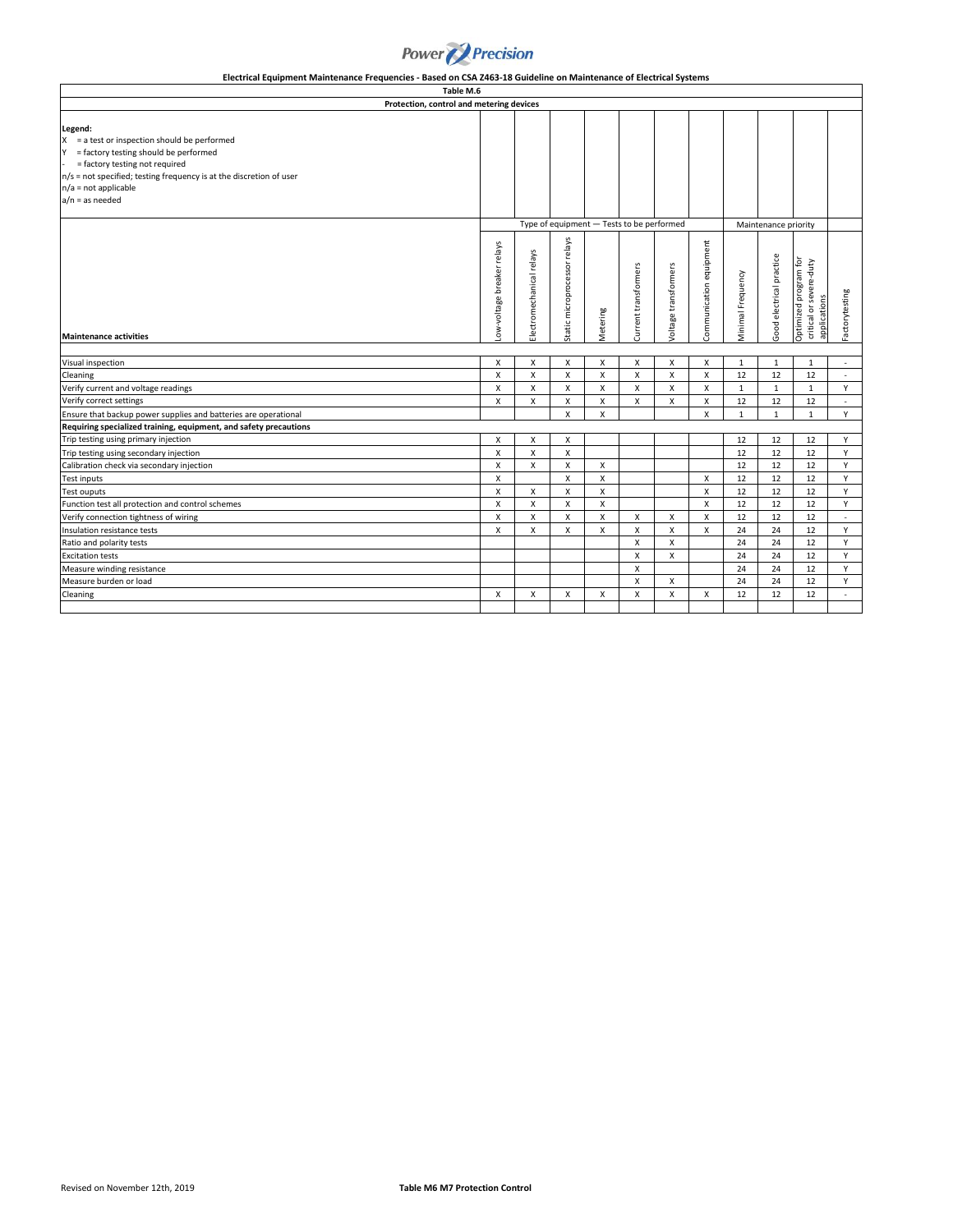Power Precision

**Electrical Equipment Maintenance Frequencies - Based on CSA Z463-18 Guideline on Maintenance of Electrical Systems**

**Table M.6**

**Protection, control and metering devices**

**Legend:**
X = a test or inspection should be performed
Y = factory testing should be performed
- = factory testing not required
n/s = not specified; testing frequency is at the discretion of user
n/a = not applicable
a/n = as needed

| | Type of equipment — Tests to be performed | | | | | | | Maintenance priority | | | |
|---|---|---|---|---|---|---|---|---|---|---|---|
| **Maintenance activities** | Low-voltage breaker relays | Electromechanical relays | Static microprocessor relays | Metering | Current transformers | Voltage transformers | Communication equipment | Minimal Frequency | Good electrical practice | Optimized program for critical or severe-duty applications | Factorytesting |
| Visual inspection | X | X | X | X | X | X | X | 1 | 1 | 1 | - |
| Cleaning | X | X | X | X | X | X | X | 12 | 12 | 12 | - |
| Verify current and voltage readings | X | X | X | X | X | X | X | 1 | 1 | 1 | Y |
| Verify correct settings | X | X | X | X | X | X | X | 12 | 12 | 12 | - |
| Ensure that backup power supplies and batteries are operational | | | X | X | | | X | 1 | 1 | 1 | Y |
| **Requiring specialized training, equipment, and safety precautions** | | | | | | | | | | | |
| Trip testing using primary injection | X | X | X | | | | | 12 | 12 | 12 | Y |
| Trip testing using secondary injection | X | X | X | | | | | 12 | 12 | 12 | Y |
| Calibration check via secondary injection | X | X | X | X | | | | 12 | 12 | 12 | Y |
| Test inputs | X | | X | X | | | X | 12 | 12 | 12 | Y |
| Test ouputs | X | X | X | X | | | X | 12 | 12 | 12 | Y |
| Function test all protection and control schemes | X | X | X | X | | | X | 12 | 12 | 12 | Y |
| Verify connection tightness of wiring | X | X | X | X | X | X | X | 12 | 12 | 12 | - |
| Insulation resistance tests | X | X | X | X | X | X | X | 24 | 24 | 12 | Y |
| Ratio and polarity tests | | | | | X | X | | 24 | 24 | 12 | Y |
| Excitation tests | | | | | X | X | | 24 | 24 | 12 | Y |
| Measure winding resistance | | | | | X | | | 24 | 24 | 12 | Y |
| Measure burden or load | | | | | X | X | | 24 | 24 | 12 | Y |
| Cleaning | X | X | X | X | X | X | X | 12 | 12 | 12 | - |

Revised on November 12th, 2019

**Table M6 M7 Protection Control**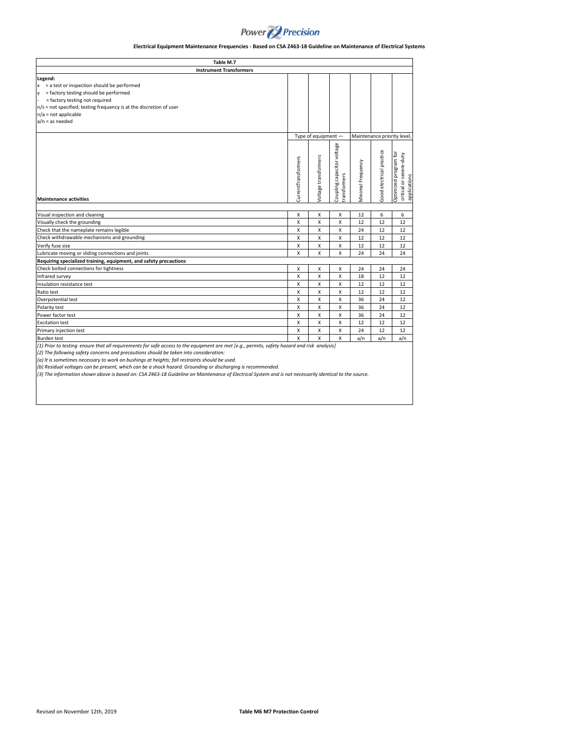**Electrical Equipment Maintenance Frequencies - Based on CSA Z463-18 Guideline on Maintenance of Electrical Systems**

**Table M.7**

**Instrument Transformers**

**Legend:**
x = a test or inspection should be performed
y = factory testing should be performed
- = factory testing not required
n/s = not specified; testing frequency is at the discretion of user
n/a = not applicable
a/n = as needed

| | Type of equipment — | | | Maintenance priority level, | | |
|---|---|---|---|---|---|---|
| **Maintenance activities** | CurrentTransformers | Voltage transformers | Coupling capacitor voltage transformers | Minimal Frequency | Good electrical practice | Optimized program for critical or severe-duty applications |
| Visual inspection and cleaning | X | X | X | 12 | 6 | 6 |
| Visually check the grounding | X | X | X | 12 | 12 | 12 |
| Check that the nameplate remains legible | X | X | X | 24 | 12 | 12 |
| Check withdrawable mechanisms and grounding | X | X | X | 12 | 12 | 12 |
| Verify fuse size | X | X | X | 12 | 12 | 12 |
| Lubricate moving or sliding connections and joints | X | X | X | 24 | 24 | 24 |
| **Requiring specialized training, equipment, and safety precautions** | | | | | | |
| Check bolted connections for tightness | X | X | X | 24 | 24 | 24 |
| Infrared survey | X | X | X | 18 | 12 | 12 |
| Insulation resistance test | X | X | X | 12 | 12 | 12 |
| Ratio test | X | X | X | 12 | 12 | 12 |
| Overpotential test | X | X | X | 36 | 24 | 12 |
| Polarity test | X | X | X | 36 | 24 | 12 |
| Power factor test | X | X | X | 36 | 24 | 12 |
| Excitation test | X | X | X | 12 | 12 | 12 |
| Primary injection test | X | X | X | 24 | 12 | 12 |
| Burden test | X | X | X | a/n | a/n | a/n |

*(1) Prior to testing ensure that all requirements for safe access to the equipment are met [e.g., permits, safety hazard and risk analysis]*

*(2) The following safety concerns and precautions should be taken into consideration:*

*(a) It is sometimes necessary to work on bushings at heights; fall restraints should be used.*

*(b) Residual voltages can be present, which can be a shock hazard. Grounding or discharging is recommended.*

*(3) The information shown above is based on: CSA Z463-18 Guideline on Maintenance of Electrical System and is not necessarily identical to the source.*

Revised on November 12th, 2019

**Table M6 M7 Protection Control**